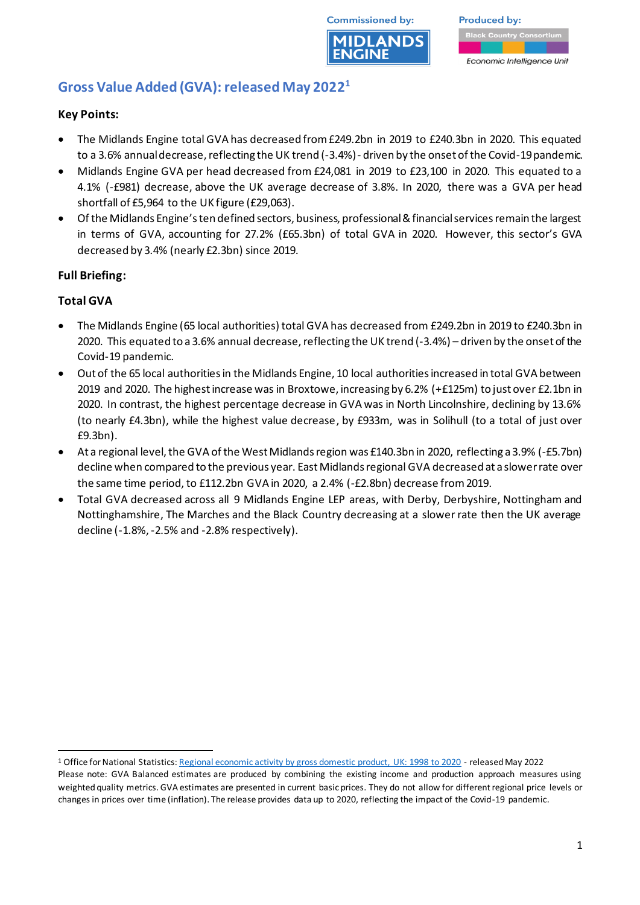Commissioned by: MIDLANDS ENGINE

Produced by: Black Country Consortium — Economic Intelligence Unit

# Gross Value Added (GVA): released May 2022[1]

### Key Points:

- The Midlands Engine total GVA has decreased from £249.2bn in 2019 to £240.3bn in 2020. This equated to a 3.6% annual decrease, reflecting the UK trend (-3.4%) - driven by the onset of the Covid-19 pandemic.
- Midlands Engine GVA per head decreased from £24,081 in 2019 to £23,100 in 2020. This equated to a 4.1% (-£981) decrease, above the UK average decrease of 3.8%. In 2020, there was a GVA per head shortfall of £5,964 to the UK figure (£29,063).
- Of the Midlands Engine's ten defined sectors, business, professional & financial services remain the largest in terms of GVA, accounting for 27.2% (£65.3bn) of total GVA in 2020. However, this sector's GVA decreased by 3.4% (nearly £2.3bn) since 2019.

### Full Briefing:

### Total GVA

- The Midlands Engine (65 local authorities) total GVA has decreased from £249.2bn in 2019 to £240.3bn in 2020. This equated to a 3.6% annual decrease, reflecting the UK trend (-3.4%) – driven by the onset of the Covid-19 pandemic.
- Out of the 65 local authorities in the Midlands Engine, 10 local authorities increased in total GVA between 2019 and 2020. The highest increase was in Broxtowe, increasing by 6.2% (+£125m) to just over £2.1bn in 2020. In contrast, the highest percentage decrease in GVA was in North Lincolnshire, declining by 13.6% (to nearly £4.3bn), while the highest value decrease, by £933m, was in Solihull (to a total of just over £9.3bn).
- At a regional level, the GVA of the West Midlands region was £140.3bn in 2020, reflecting a 3.9% (-£5.7bn) decline when compared to the previous year. East Midlands regional GVA decreased at a slower rate over the same time period, to £112.2bn GVA in 2020, a 2.4% (-£2.8bn) decrease from 2019.
- Total GVA decreased across all 9 Midlands Engine LEP areas, with Derby, Derbyshire, Nottingham and Nottinghamshire, The Marches and the Black Country decreasing at a slower rate then the UK average decline (-1.8%, -2.5% and -2.8% respectively).

---

[1] Office for National Statistics: Regional economic activity by gross domestic product, UK: 1998 to 2020 - released May 2022
Please note: GVA Balanced estimates are produced by combining the existing income and production approach measures using weighted quality metrics. GVA estimates are presented in current basic prices. They do not allow for different regional price levels or changes in prices over time (inflation). The release provides data up to 2020, reflecting the impact of the Covid-19 pandemic.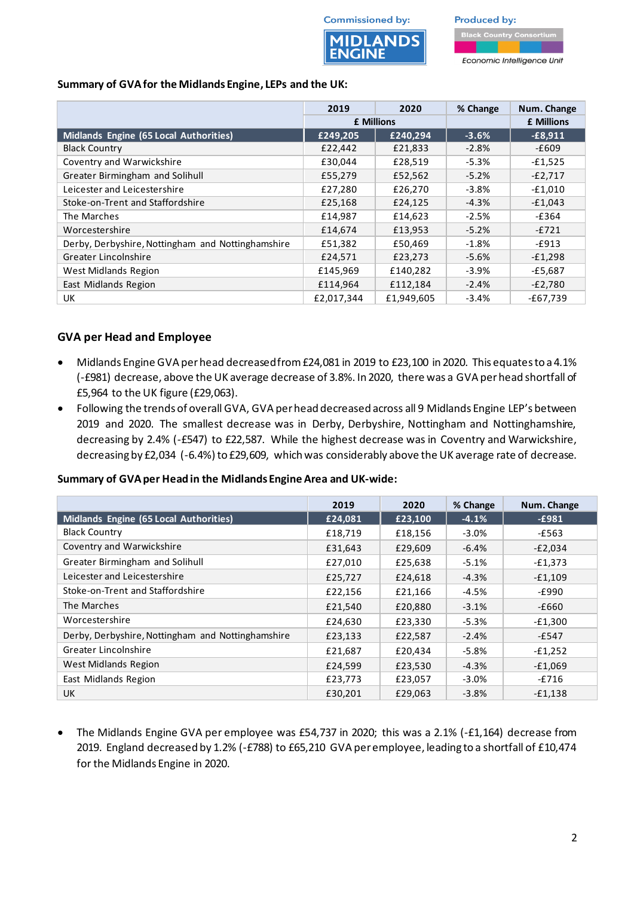Commissioned by: MIDLANDS ENGINE

Produced by: Black Country Consortium Economic Intelligence Unit

**Summary of GVA for the Midlands Engine, LEPs and the UK:**

| | 2019 | 2020 | % Change | Num. Change |
|---|---|---|---|---|
| | £ Millions | | | £ Millions |
| **Midlands Engine (65 Local Authorities)** | **£249,205** | **£240,294** | **-3.6%** | **-£8,911** |
| Black Country | £22,442 | £21,833 | -2.8% | -£609 |
| Coventry and Warwickshire | £30,044 | £28,519 | -5.3% | -£1,525 |
| Greater Birmingham and Solihull | £55,279 | £52,562 | -5.2% | -£2,717 |
| Leicester and Leicestershire | £27,280 | £26,270 | -3.8% | -£1,010 |
| Stoke-on-Trent and Staffordshire | £25,168 | £24,125 | -4.3% | -£1,043 |
| The Marches | £14,987 | £14,623 | -2.5% | -£364 |
| Worcestershire | £14,674 | £13,953 | -5.2% | -£721 |
| Derby, Derbyshire, Nottingham and Nottinghamshire | £51,382 | £50,469 | -1.8% | -£913 |
| Greater Lincolnshire | £24,571 | £23,273 | -5.6% | -£1,298 |
| West Midlands Region | £145,969 | £140,282 | -3.9% | -£5,687 |
| East Midlands Region | £114,964 | £112,184 | -2.4% | -£2,780 |
| UK | £2,017,344 | £1,949,605 | -3.4% | -£67,739 |

## GVA per Head and Employee

- Midlands Engine GVA per head decreased from £24,081 in 2019 to £23,100 in 2020. This equates to a 4.1% (-£981) decrease, above the UK average decrease of 3.8%. In 2020, there was a GVA per head shortfall of £5,964 to the UK figure (£29,063).
- Following the trends of overall GVA, GVA per head decreased across all 9 Midlands Engine LEP's between 2019 and 2020. The smallest decrease was in Derby, Derbyshire, Nottingham and Nottinghamshire, decreasing by 2.4% (-£547) to £22,587. While the highest decrease was in Coventry and Warwickshire, decreasing by £2,034 (-6.4%) to £29,609, which was considerably above the UK average rate of decrease.

**Summary of GVA per Head in the Midlands Engine Area and UK-wide:**

| | 2019 | 2020 | % Change | Num. Change |
|---|---|---|---|---|
| **Midlands Engine (65 Local Authorities)** | **£24,081** | **£23,100** | **-4.1%** | **-£981** |
| Black Country | £18,719 | £18,156 | -3.0% | -£563 |
| Coventry and Warwickshire | £31,643 | £29,609 | -6.4% | -£2,034 |
| Greater Birmingham and Solihull | £27,010 | £25,638 | -5.1% | -£1,373 |
| Leicester and Leicestershire | £25,727 | £24,618 | -4.3% | -£1,109 |
| Stoke-on-Trent and Staffordshire | £22,156 | £21,166 | -4.5% | -£990 |
| The Marches | £21,540 | £20,880 | -3.1% | -£660 |
| Worcestershire | £24,630 | £23,330 | -5.3% | -£1,300 |
| Derby, Derbyshire, Nottingham and Nottinghamshire | £23,133 | £22,587 | -2.4% | -£547 |
| Greater Lincolnshire | £21,687 | £20,434 | -5.8% | -£1,252 |
| West Midlands Region | £24,599 | £23,530 | -4.3% | -£1,069 |
| East Midlands Region | £23,773 | £23,057 | -3.0% | -£716 |
| UK | £30,201 | £29,063 | -3.8% | -£1,138 |

- The Midlands Engine GVA per employee was £54,737 in 2020; this was a 2.1% (-£1,164) decrease from 2019. England decreased by 1.2% (-£788) to £65,210 GVA per employee, leading to a shortfall of £10,474 for the Midlands Engine in 2020.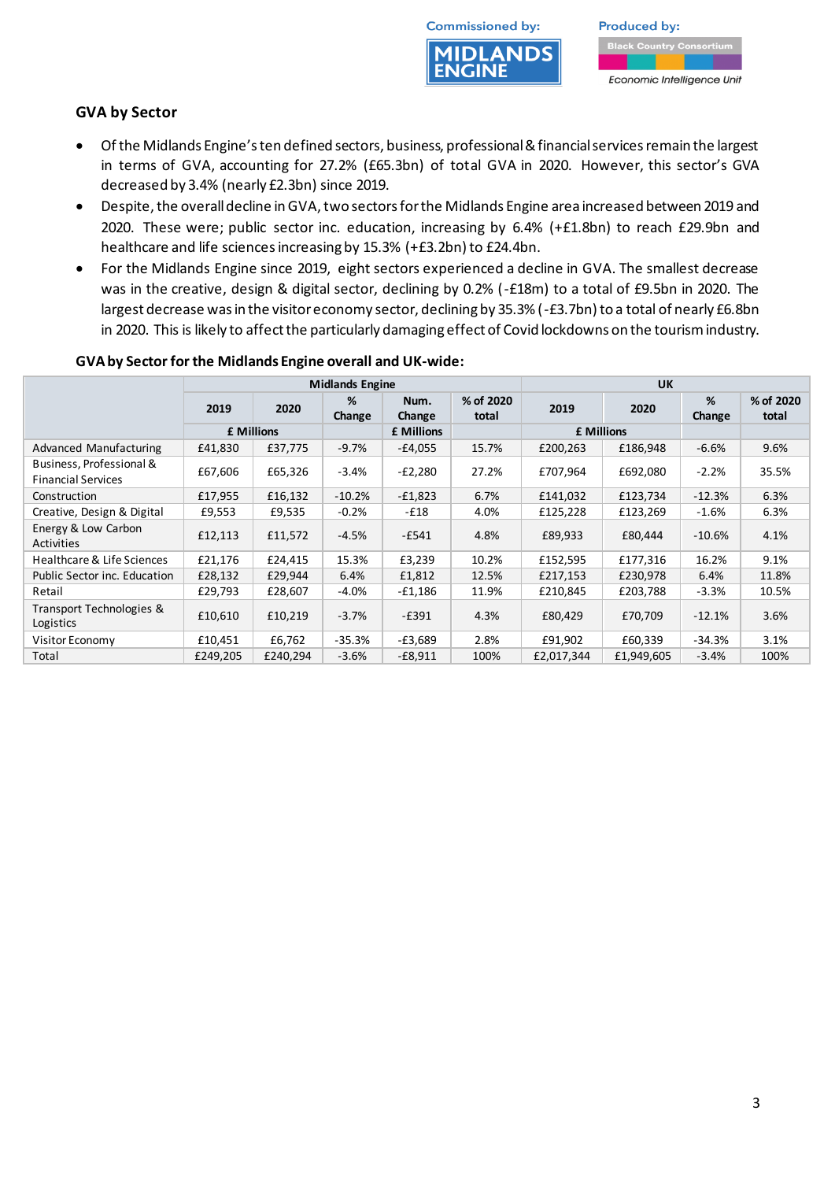## GVA by Sector

- Of the Midlands Engine's ten defined sectors, business, professional & financial services remain the largest in terms of GVA, accounting for 27.2% (£65.3bn) of total GVA in 2020. However, this sector's GVA decreased by 3.4% (nearly £2.3bn) since 2019.
- Despite, the overall decline in GVA, two sectors for the Midlands Engine area increased between 2019 and 2020. These were; public sector inc. education, increasing by 6.4% (+£1.8bn) to reach £29.9bn and healthcare and life sciences increasing by 15.3% (+£3.2bn) to £24.4bn.
- For the Midlands Engine since 2019, eight sectors experienced a decline in GVA. The smallest decrease was in the creative, design & digital sector, declining by 0.2% (-£18m) to a total of £9.5bn in 2020. The largest decrease was in the visitor economy sector, declining by 35.3% (-£3.7bn) to a total of nearly £6.8bn in 2020. This is likely to affect the particularly damaging effect of Covid lockdowns on the tourism industry.

**GVA by Sector for the Midlands Engine overall and UK-wide:**

| | Midlands Engine | | | | | UK | | | |
|---|---|---|---|---|---|---|---|---|---|
| | 2019 | 2020 | % Change | Num. Change | % of 2020 total | 2019 | 2020 | % Change | % of 2020 total |
| | £ Millions | | | £ Millions | | £ Millions | | | |
| Advanced Manufacturing | £41,830 | £37,775 | -9.7% | -£4,055 | 15.7% | £200,263 | £186,948 | -6.6% | 9.6% |
| Business, Professional & Financial Services | £67,606 | £65,326 | -3.4% | -£2,280 | 27.2% | £707,964 | £692,080 | -2.2% | 35.5% |
| Construction | £17,955 | £16,132 | -10.2% | -£1,823 | 6.7% | £141,032 | £123,734 | -12.3% | 6.3% |
| Creative, Design & Digital | £9,553 | £9,535 | -0.2% | -£18 | 4.0% | £125,228 | £123,269 | -1.6% | 6.3% |
| Energy & Low Carbon Activities | £12,113 | £11,572 | -4.5% | -£541 | 4.8% | £89,933 | £80,444 | -10.6% | 4.1% |
| Healthcare & Life Sciences | £21,176 | £24,415 | 15.3% | £3,239 | 10.2% | £152,595 | £177,316 | 16.2% | 9.1% |
| Public Sector inc. Education | £28,132 | £29,944 | 6.4% | £1,812 | 12.5% | £217,153 | £230,978 | 6.4% | 11.8% |
| Retail | £29,793 | £28,607 | -4.0% | -£1,186 | 11.9% | £210,845 | £203,788 | -3.3% | 10.5% |
| Transport Technologies & Logistics | £10,610 | £10,219 | -3.7% | -£391 | 4.3% | £80,429 | £70,709 | -12.1% | 3.6% |
| Visitor Economy | £10,451 | £6,762 | -35.3% | -£3,689 | 2.8% | £91,902 | £60,339 | -34.3% | 3.1% |
| Total | £249,205 | £240,294 | -3.6% | -£8,911 | 100% | £2,017,344 | £1,949,605 | -3.4% | 100% |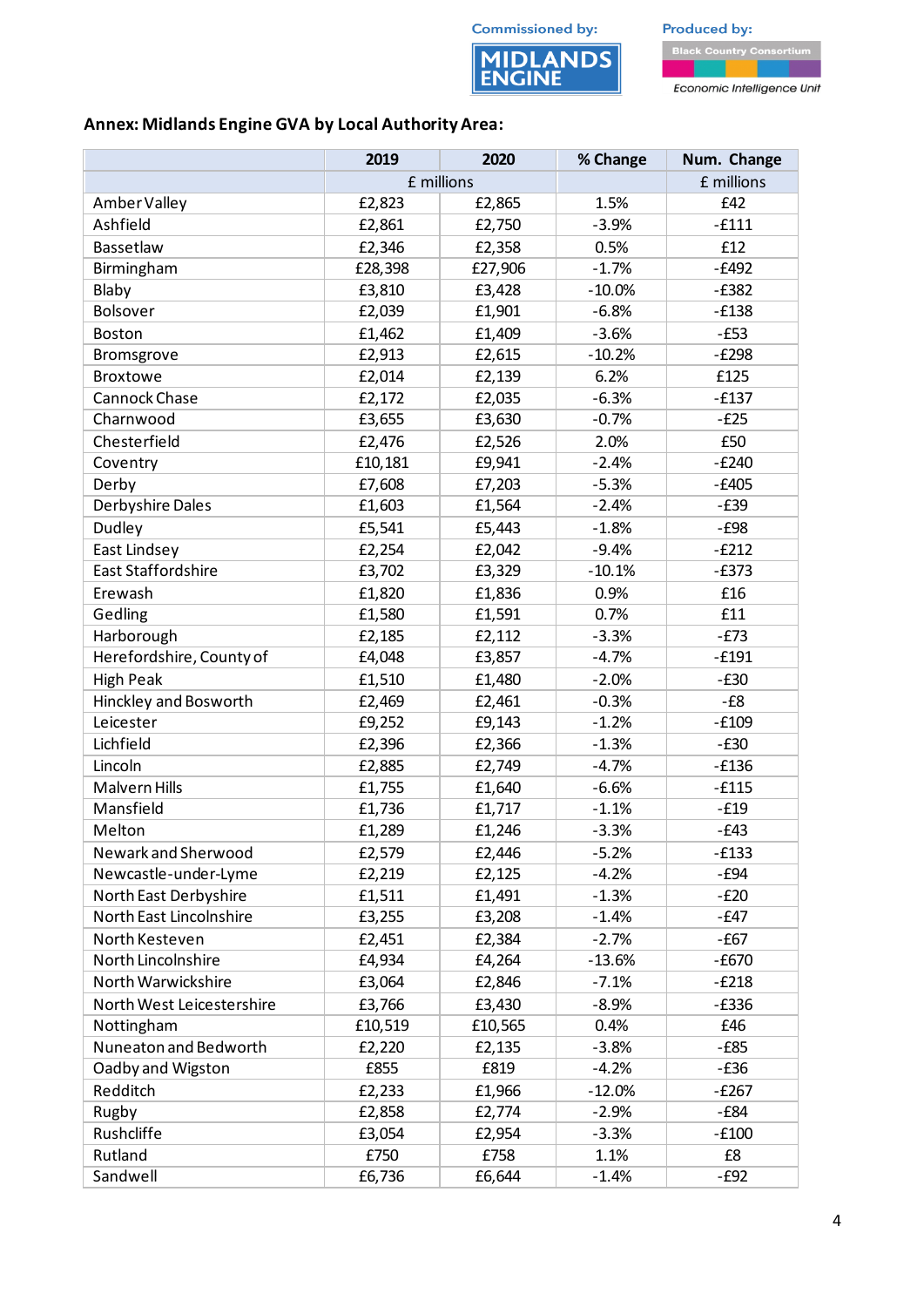Commissioned by: MIDLANDS ENGINE

Produced by: Black Country Consortium Economic Intelligence Unit

**Annex: Midlands Engine GVA by Local Authority Area:**

| | 2019 | 2020 | % Change | Num. Change |
|---|---|---|---|---|
| | £ millions | | | £ millions |
| Amber Valley | £2,823 | £2,865 | 1.5% | £42 |
| Ashfield | £2,861 | £2,750 | -3.9% | -£111 |
| Bassetlaw | £2,346 | £2,358 | 0.5% | £12 |
| Birmingham | £28,398 | £27,906 | -1.7% | -£492 |
| Blaby | £3,810 | £3,428 | -10.0% | -£382 |
| Bolsover | £2,039 | £1,901 | -6.8% | -£138 |
| Boston | £1,462 | £1,409 | -3.6% | -£53 |
| Bromsgrove | £2,913 | £2,615 | -10.2% | -£298 |
| Broxtowe | £2,014 | £2,139 | 6.2% | £125 |
| Cannock Chase | £2,172 | £2,035 | -6.3% | -£137 |
| Charnwood | £3,655 | £3,630 | -0.7% | -£25 |
| Chesterfield | £2,476 | £2,526 | 2.0% | £50 |
| Coventry | £10,181 | £9,941 | -2.4% | -£240 |
| Derby | £7,608 | £7,203 | -5.3% | -£405 |
| Derbyshire Dales | £1,603 | £1,564 | -2.4% | -£39 |
| Dudley | £5,541 | £5,443 | -1.8% | -£98 |
| East Lindsey | £2,254 | £2,042 | -9.4% | -£212 |
| East Staffordshire | £3,702 | £3,329 | -10.1% | -£373 |
| Erewash | £1,820 | £1,836 | 0.9% | £16 |
| Gedling | £1,580 | £1,591 | 0.7% | £11 |
| Harborough | £2,185 | £2,112 | -3.3% | -£73 |
| Herefordshire, County of | £4,048 | £3,857 | -4.7% | -£191 |
| High Peak | £1,510 | £1,480 | -2.0% | -£30 |
| Hinckley and Bosworth | £2,469 | £2,461 | -0.3% | -£8 |
| Leicester | £9,252 | £9,143 | -1.2% | -£109 |
| Lichfield | £2,396 | £2,366 | -1.3% | -£30 |
| Lincoln | £2,885 | £2,749 | -4.7% | -£136 |
| Malvern Hills | £1,755 | £1,640 | -6.6% | -£115 |
| Mansfield | £1,736 | £1,717 | -1.1% | -£19 |
| Melton | £1,289 | £1,246 | -3.3% | -£43 |
| Newark and Sherwood | £2,579 | £2,446 | -5.2% | -£133 |
| Newcastle-under-Lyme | £2,219 | £2,125 | -4.2% | -£94 |
| North East Derbyshire | £1,511 | £1,491 | -1.3% | -£20 |
| North East Lincolnshire | £3,255 | £3,208 | -1.4% | -£47 |
| North Kesteven | £2,451 | £2,384 | -2.7% | -£67 |
| North Lincolnshire | £4,934 | £4,264 | -13.6% | -£670 |
| North Warwickshire | £3,064 | £2,846 | -7.1% | -£218 |
| North West Leicestershire | £3,766 | £3,430 | -8.9% | -£336 |
| Nottingham | £10,519 | £10,565 | 0.4% | £46 |
| Nuneaton and Bedworth | £2,220 | £2,135 | -3.8% | -£85 |
| Oadby and Wigston | £855 | £819 | -4.2% | -£36 |
| Redditch | £2,233 | £1,966 | -12.0% | -£267 |
| Rugby | £2,858 | £2,774 | -2.9% | -£84 |
| Rushcliffe | £3,054 | £2,954 | -3.3% | -£100 |
| Rutland | £750 | £758 | 1.1% | £8 |
| Sandwell | £6,736 | £6,644 | -1.4% | -£92 |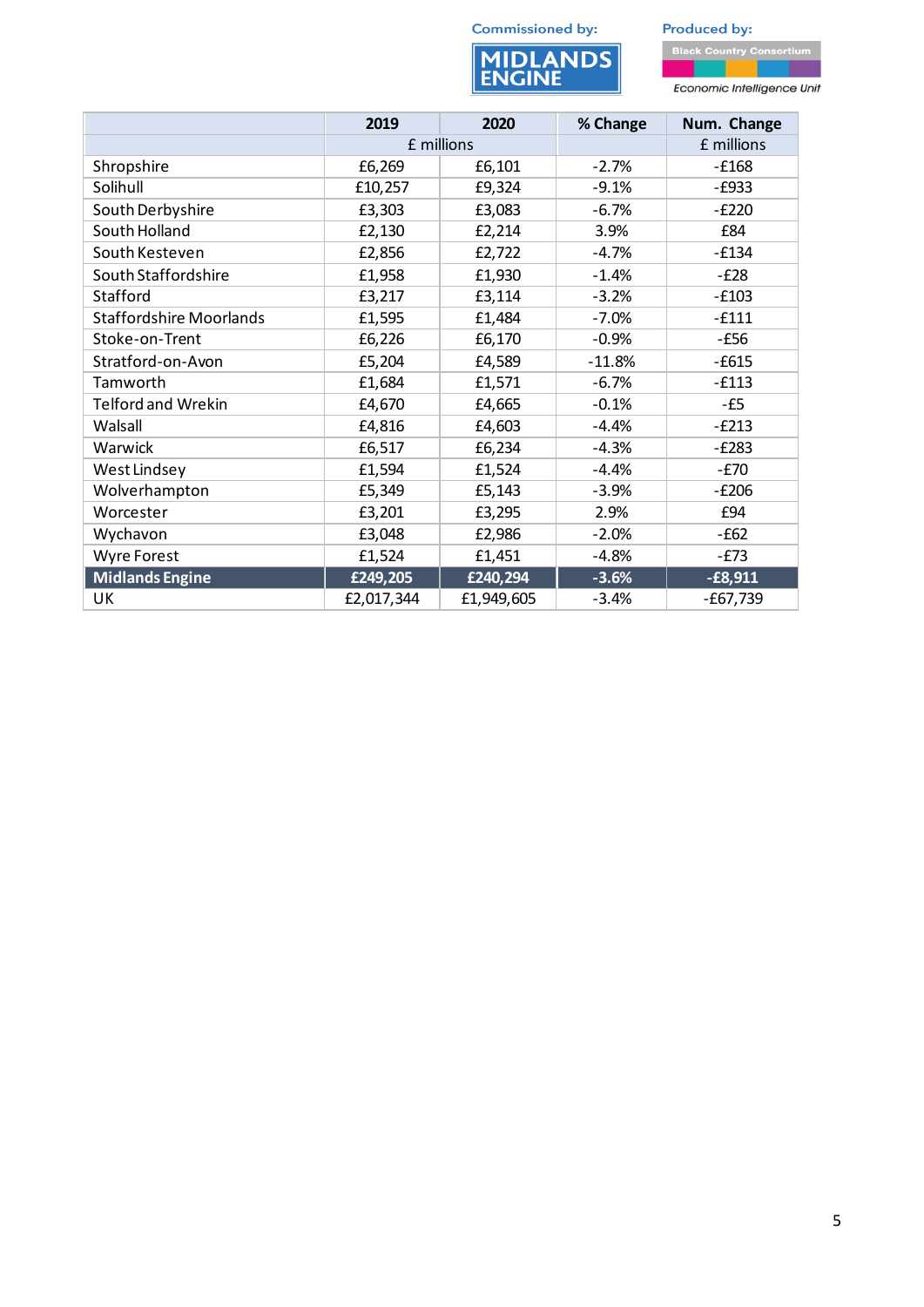Commissioned by: MIDLANDS ENGINE

Produced by: Black Country Consortium Economic Intelligence Unit

| | 2019 | 2020 | % Change | Num. Change |
|---|---|---|---|---|
| | £ millions | | | £ millions |
| Shropshire | £6,269 | £6,101 | -2.7% | -£168 |
| Solihull | £10,257 | £9,324 | -9.1% | -£933 |
| South Derbyshire | £3,303 | £3,083 | -6.7% | -£220 |
| South Holland | £2,130 | £2,214 | 3.9% | £84 |
| South Kesteven | £2,856 | £2,722 | -4.7% | -£134 |
| South Staffordshire | £1,958 | £1,930 | -1.4% | -£28 |
| Stafford | £3,217 | £3,114 | -3.2% | -£103 |
| Staffordshire Moorlands | £1,595 | £1,484 | -7.0% | -£111 |
| Stoke-on-Trent | £6,226 | £6,170 | -0.9% | -£56 |
| Stratford-on-Avon | £5,204 | £4,589 | -11.8% | -£615 |
| Tamworth | £1,684 | £1,571 | -6.7% | -£113 |
| Telford and Wrekin | £4,670 | £4,665 | -0.1% | -£5 |
| Walsall | £4,816 | £4,603 | -4.4% | -£213 |
| Warwick | £6,517 | £6,234 | -4.3% | -£283 |
| West Lindsey | £1,594 | £1,524 | -4.4% | -£70 |
| Wolverhampton | £5,349 | £5,143 | -3.9% | -£206 |
| Worcester | £3,201 | £3,295 | 2.9% | £94 |
| Wychavon | £3,048 | £2,986 | -2.0% | -£62 |
| Wyre Forest | £1,524 | £1,451 | -4.8% | -£73 |
| **Midlands Engine** | **£249,205** | **£240,294** | **-3.6%** | **-£8,911** |
| UK | £2,017,344 | £1,949,605 | -3.4% | -£67,739 |